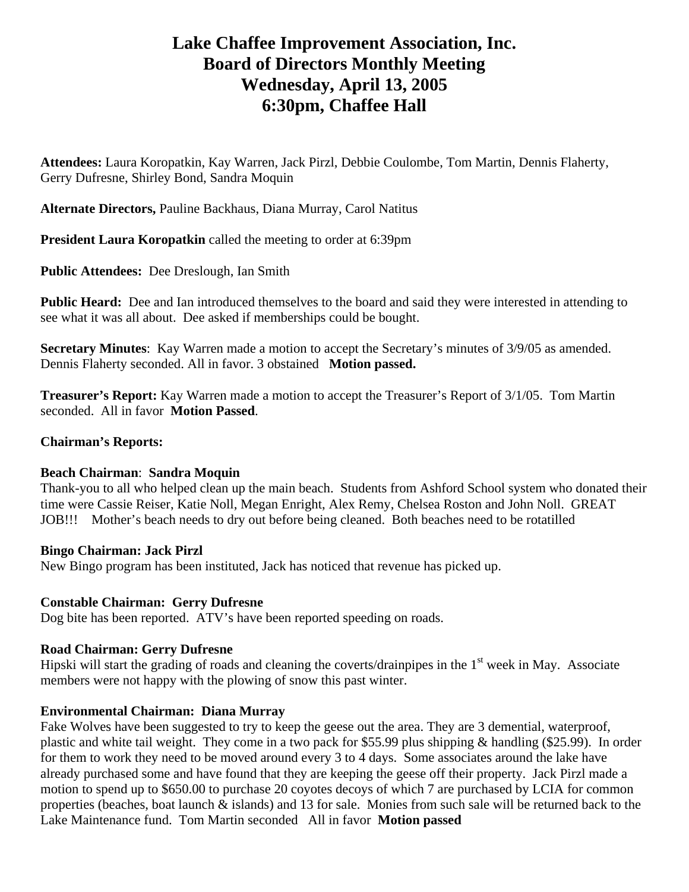# Lake Chaffee Improvement Association, Inc.
# Board of Directors Monthly Meeting
# Wednesday, April 13, 2005
# 6:30pm, Chaffee Hall

**Attendees:** Laura Koropatkin, Kay Warren, Jack Pirzl, Debbie Coulombe, Tom Martin, Dennis Flaherty, Gerry Dufresne, Shirley Bond, Sandra Moquin

**Alternate Directors,** Pauline Backhaus, Diana Murray, Carol Natitus

**President Laura Koropatkin** called the meeting to order at 6:39pm

**Public Attendees:** Dee Dreslough, Ian Smith

**Public Heard:** Dee and Ian introduced themselves to the board and said they were interested in attending to see what it was all about. Dee asked if memberships could be bought.

**Secretary Minutes**: Kay Warren made a motion to accept the Secretary's minutes of 3/9/05 as amended. Dennis Flaherty seconded. All in favor. 3 obstained **Motion passed.**

**Treasurer's Report:** Kay Warren made a motion to accept the Treasurer's Report of 3/1/05. Tom Martin seconded. All in favor **Motion Passed**.

**Chairman's Reports:**

**Beach Chairman**: **Sandra Moquin**
Thank-you to all who helped clean up the main beach. Students from Ashford School system who donated their time were Cassie Reiser, Katie Noll, Megan Enright, Alex Remy, Chelsea Roston and John Noll. GREAT JOB!!! Mother's beach needs to dry out before being cleaned. Both beaches need to be rotatilled

**Bingo Chairman: Jack Pirzl**
New Bingo program has been instituted, Jack has noticed that revenue has picked up.

**Constable Chairman: Gerry Dufresne**
Dog bite has been reported. ATV's have been reported speeding on roads.

**Road Chairman: Gerry Dufresne**
Hipski will start the grading of roads and cleaning the coverts/drainpipes in the 1st week in May. Associate members were not happy with the plowing of snow this past winter.

**Environmental Chairman: Diana Murray**
Fake Wolves have been suggested to try to keep the geese out the area. They are 3 demential, waterproof, plastic and white tail weight. They come in a two pack for $55.99 plus shipping & handling ($25.99). In order for them to work they need to be moved around every 3 to 4 days. Some associates around the lake have already purchased some and have found that they are keeping the geese off their property. Jack Pirzl made a motion to spend up to $650.00 to purchase 20 coyotes decoys of which 7 are purchased by LCIA for common properties (beaches, boat launch & islands) and 13 for sale. Monies from such sale will be returned back to the Lake Maintenance fund. Tom Martin seconded All in favor **Motion passed**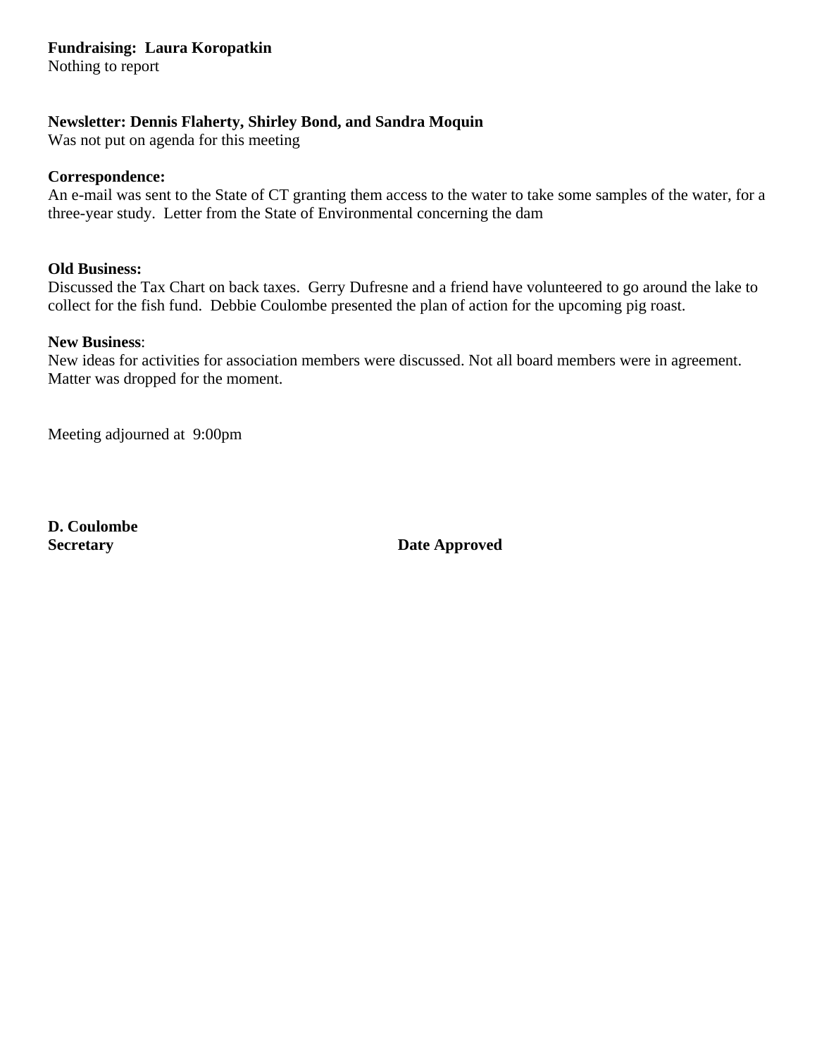**Fundraising: Laura Koropatkin**
Nothing to report

**Newsletter: Dennis Flaherty, Shirley Bond, and Sandra Moquin**
Was not put on agenda for this meeting

**Correspondence:**
An e-mail was sent to the State of CT granting them access to the water to take some samples of the water, for a three-year study. Letter from the State of Environmental concerning the dam

**Old Business:**
Discussed the Tax Chart on back taxes. Gerry Dufresne and a friend have volunteered to go around the lake to collect for the fish fund. Debbie Coulombe presented the plan of action for the upcoming pig roast.

**New Business**:
New ideas for activities for association members were discussed. Not all board members were in agreement. Matter was dropped for the moment.

Meeting adjourned at 9:00pm

**D. Coulombe**
**Secretary** **Date Approved**